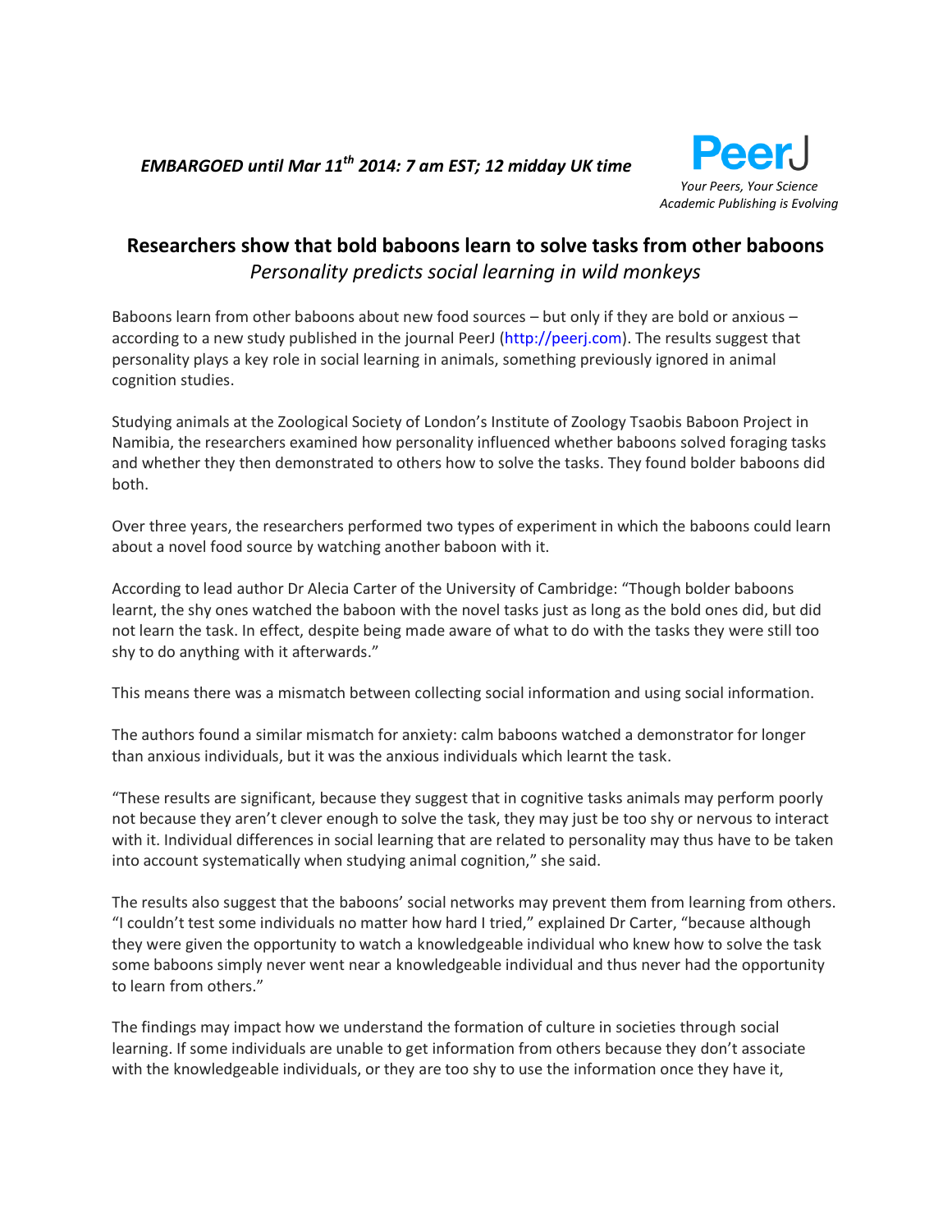***EMBARGOED until Mar 11th 2014: 7 am EST; 12 midday UK time***

**PeerJ**
*Your Peers, Your Science*
*Academic Publishing is Evolving*

# Researchers show that bold baboons learn to solve tasks from other baboons

*Personality predicts social learning in wild monkeys*

Baboons learn from other baboons about new food sources – but only if they are bold or anxious – according to a new study published in the journal PeerJ (http://peerj.com). The results suggest that personality plays a key role in social learning in animals, something previously ignored in animal cognition studies.

Studying animals at the Zoological Society of London's Institute of Zoology Tsaobis Baboon Project in Namibia, the researchers examined how personality influenced whether baboons solved foraging tasks and whether they then demonstrated to others how to solve the tasks. They found bolder baboons did both.

Over three years, the researchers performed two types of experiment in which the baboons could learn about a novel food source by watching another baboon with it.

According to lead author Dr Alecia Carter of the University of Cambridge: "Though bolder baboons learnt, the shy ones watched the baboon with the novel tasks just as long as the bold ones did, but did not learn the task. In effect, despite being made aware of what to do with the tasks they were still too shy to do anything with it afterwards."

This means there was a mismatch between collecting social information and using social information.

The authors found a similar mismatch for anxiety: calm baboons watched a demonstrator for longer than anxious individuals, but it was the anxious individuals which learnt the task.

"These results are significant, because they suggest that in cognitive tasks animals may perform poorly not because they aren't clever enough to solve the task, they may just be too shy or nervous to interact with it. Individual differences in social learning that are related to personality may thus have to be taken into account systematically when studying animal cognition," she said.

The results also suggest that the baboons' social networks may prevent them from learning from others. "I couldn't test some individuals no matter how hard I tried," explained Dr Carter, "because although they were given the opportunity to watch a knowledgeable individual who knew how to solve the task some baboons simply never went near a knowledgeable individual and thus never had the opportunity to learn from others."

The findings may impact how we understand the formation of culture in societies through social learning. If some individuals are unable to get information from others because they don't associate with the knowledgeable individuals, or they are too shy to use the information once they have it,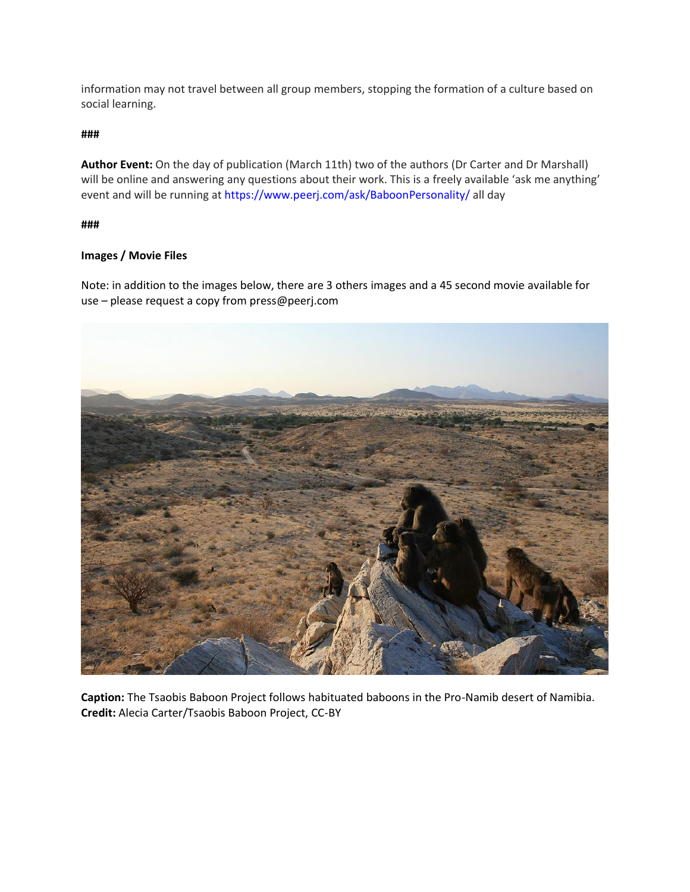information may not travel between all group members, stopping the formation of a culture based on social learning.

**###**

**Author Event:** On the day of publication (March 11th) two of the authors (Dr Carter and Dr Marshall) will be online and answering any questions about their work. This is a freely available 'ask me anything' event and will be running at https://www.peerj.com/ask/BaboonPersonality/ all day

**###**

**Images / Movie Files**

Note: in addition to the images below, there are 3 others images and a 45 second movie available for use – please request a copy from press@peerj.com

**Caption:** The Tsaobis Baboon Project follows habituated baboons in the Pro-Namib desert of Namibia.
**Credit:** Alecia Carter/Tsaobis Baboon Project, CC-BY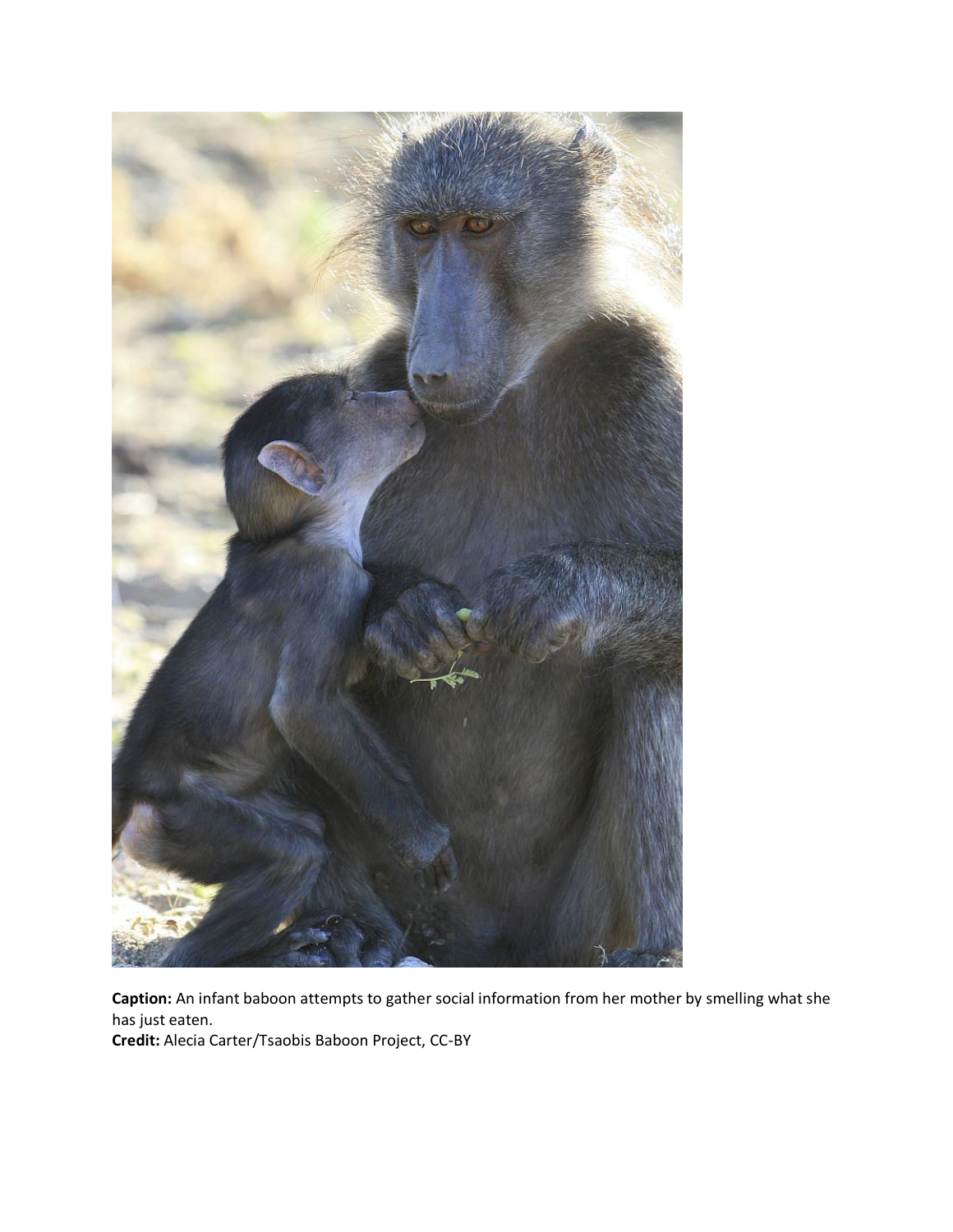**Caption:** An infant baboon attempts to gather social information from her mother by smelling what she has just eaten.

**Credit:** Alecia Carter/Tsaobis Baboon Project, CC-BY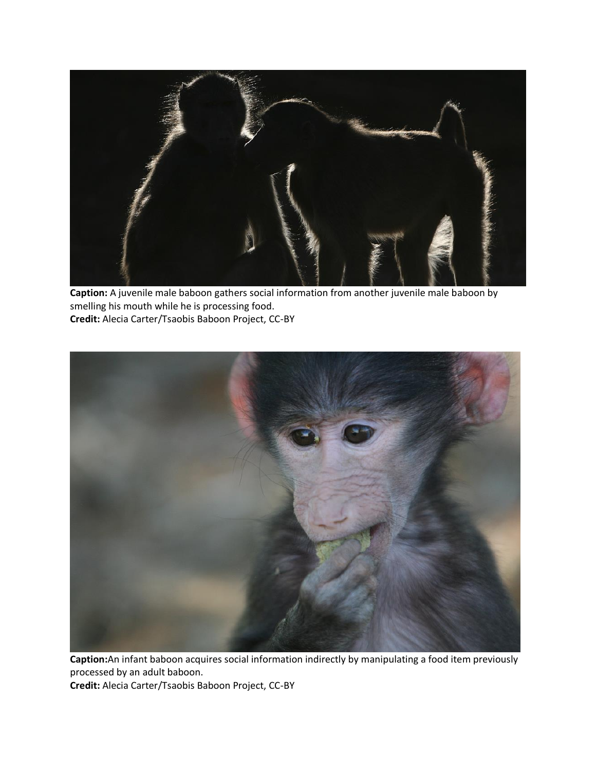**Caption:** A juvenile male baboon gathers social information from another juvenile male baboon by smelling his mouth while he is processing food.
**Credit:** Alecia Carter/Tsaobis Baboon Project, CC-BY

**Caption:**An infant baboon acquires social information indirectly by manipulating a food item previously processed by an adult baboon.
**Credit:** Alecia Carter/Tsaobis Baboon Project, CC-BY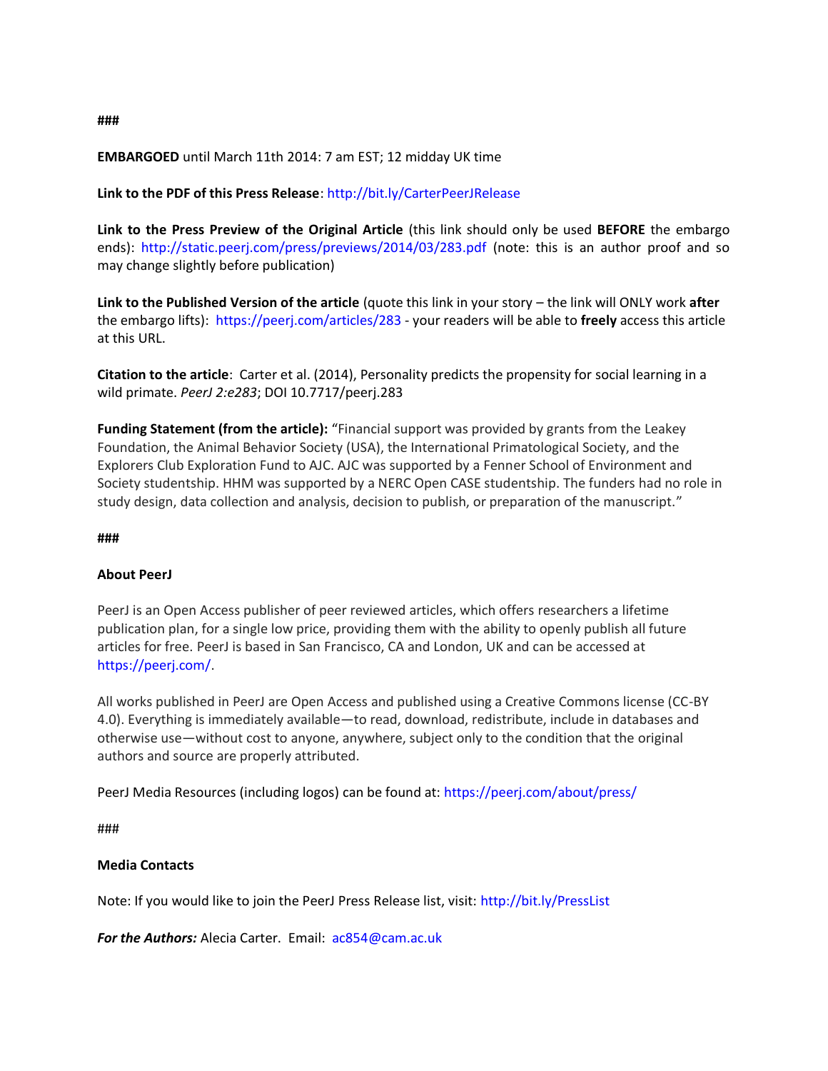###

**EMBARGOED** until March 11th 2014: 7 am EST; 12 midday UK time

**Link to the PDF of this Press Release**: http://bit.ly/CarterPeerJRelease

**Link to the Press Preview of the Original Article** (this link should only be used **BEFORE** the embargo ends): http://static.peerj.com/press/previews/2014/03/283.pdf (note: this is an author proof and so may change slightly before publication)

**Link to the Published Version of the article** (quote this link in your story – the link will ONLY work **after** the embargo lifts): https://peerj.com/articles/283 - your readers will be able to **freely** access this article at this URL.

**Citation to the article**: Carter et al. (2014), Personality predicts the propensity for social learning in a wild primate. *PeerJ 2:e283*; DOI 10.7717/peerj.283

**Funding Statement (from the article):** "Financial support was provided by grants from the Leakey Foundation, the Animal Behavior Society (USA), the International Primatological Society, and the Explorers Club Exploration Fund to AJC. AJC was supported by a Fenner School of Environment and Society studentship. HHM was supported by a NERC Open CASE studentship. The funders had no role in study design, data collection and analysis, decision to publish, or preparation of the manuscript."

###

**About PeerJ**

PeerJ is an Open Access publisher of peer reviewed articles, which offers researchers a lifetime publication plan, for a single low price, providing them with the ability to openly publish all future articles for free. PeerJ is based in San Francisco, CA and London, UK and can be accessed at https://peerj.com/.

All works published in PeerJ are Open Access and published using a Creative Commons license (CC-BY 4.0). Everything is immediately available—to read, download, redistribute, include in databases and otherwise use—without cost to anyone, anywhere, subject only to the condition that the original authors and source are properly attributed.

PeerJ Media Resources (including logos) can be found at: https://peerj.com/about/press/

###

**Media Contacts**

Note: If you would like to join the PeerJ Press Release list, visit: http://bit.ly/PressList

***For the Authors:*** Alecia Carter. Email: ac854@cam.ac.uk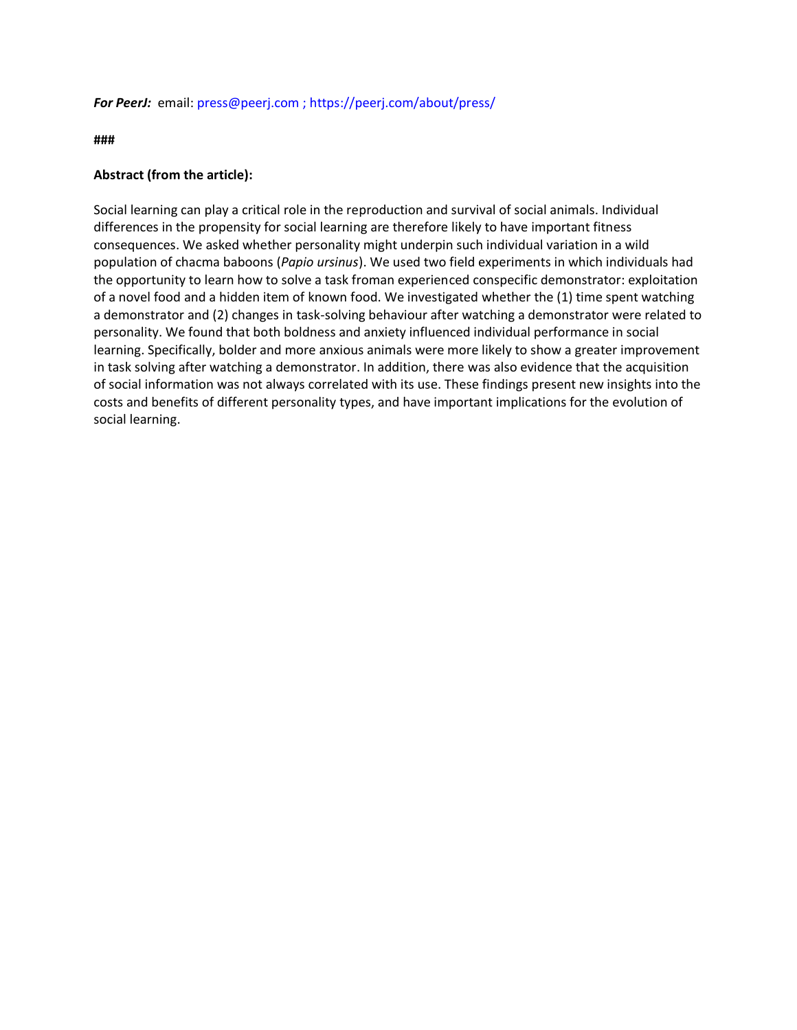***For PeerJ:*** email: press@peerj.com ; https://peerj.com/about/press/

**###**

**Abstract (from the article):**

Social learning can play a critical role in the reproduction and survival of social animals. Individual differences in the propensity for social learning are therefore likely to have important fitness consequences. We asked whether personality might underpin such individual variation in a wild population of chacma baboons (*Papio ursinus*). We used two field experiments in which individuals had the opportunity to learn how to solve a task froman experienced conspecific demonstrator: exploitation of a novel food and a hidden item of known food. We investigated whether the (1) time spent watching a demonstrator and (2) changes in task-solving behaviour after watching a demonstrator were related to personality. We found that both boldness and anxiety influenced individual performance in social learning. Specifically, bolder and more anxious animals were more likely to show a greater improvement in task solving after watching a demonstrator. In addition, there was also evidence that the acquisition of social information was not always correlated with its use. These findings present new insights into the costs and benefits of different personality types, and have important implications for the evolution of social learning.